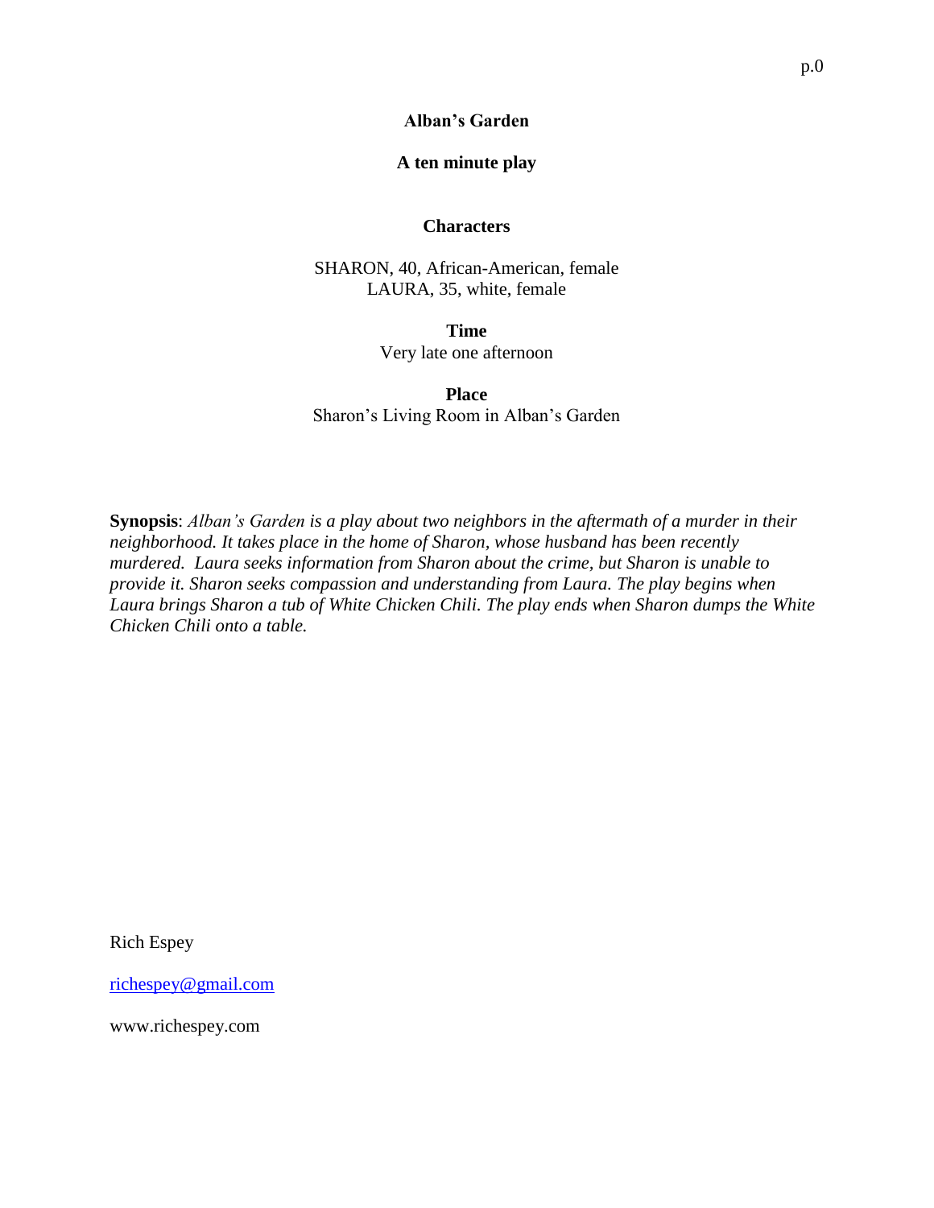# Alban's Garden

## A ten minute play

### Characters

SHARON, 40, African-American, female
LAURA, 35, white, female

**Time**
Very late one afternoon

**Place**
Sharon's Living Room in Alban's Garden

**Synopsis**: *Alban's Garden is a play about two neighbors in the aftermath of a murder in their neighborhood. It takes place in the home of Sharon, whose husband has been recently murdered. Laura seeks information from Sharon about the crime, but Sharon is unable to provide it. Sharon seeks compassion and understanding from Laura. The play begins when Laura brings Sharon a tub of White Chicken Chili. The play ends when Sharon dumps the White Chicken Chili onto a table.*

Rich Espey

richespey@gmail.com

www.richespey.com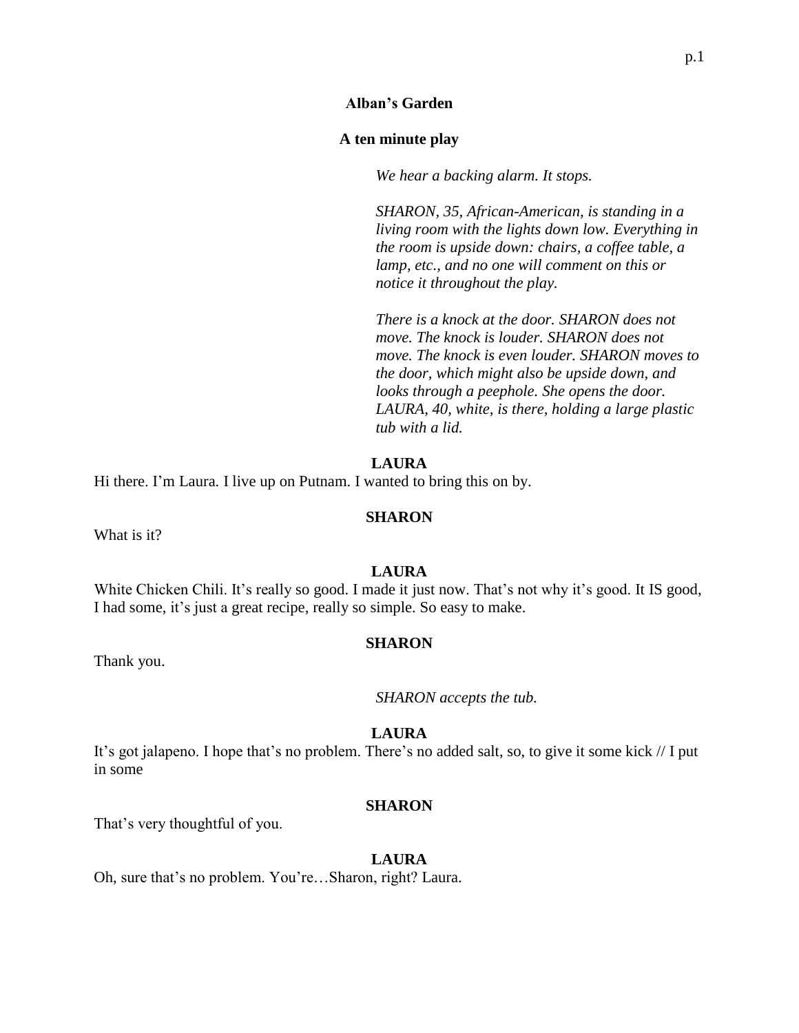**Alban's Garden**

**A ten minute play**

*We hear a backing alarm. It stops.*

*SHARON, 35, African-American, is standing in a living room with the lights down low. Everything in the room is upside down: chairs, a coffee table, a lamp, etc., and no one will comment on this or notice it throughout the play.*

*There is a knock at the door. SHARON does not move. The knock is louder. SHARON does not move. The knock is even louder. SHARON moves to the door, which might also be upside down, and looks through a peephole. She opens the door. LAURA, 40, white, is there, holding a large plastic tub with a lid.*

**LAURA**

Hi there. I'm Laura. I live up on Putnam. I wanted to bring this on by.

**SHARON**

What is it?

**LAURA**

White Chicken Chili. It's really so good. I made it just now. That's not why it's good. It IS good, I had some, it's just a great recipe, really so simple. So easy to make.

**SHARON**

Thank you.

*SHARON accepts the tub.*

**LAURA**

It's got jalapeno. I hope that's no problem. There's no added salt, so, to give it some kick // I put in some

**SHARON**

That's very thoughtful of you.

**LAURA**

Oh, sure that's no problem. You're…Sharon, right? Laura.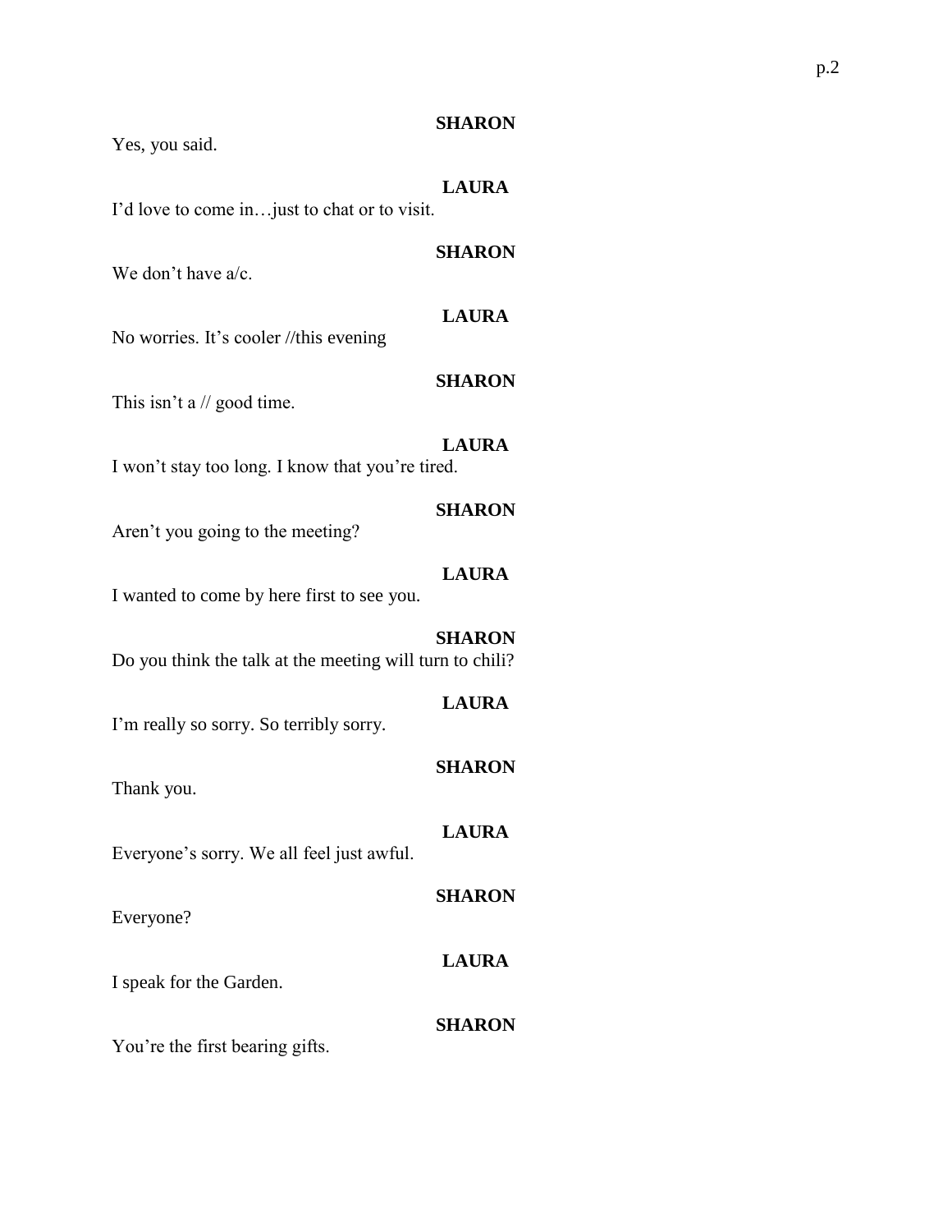**SHARON**

Yes, you said.

**LAURA**

I'd love to come in…just to chat or to visit.

**SHARON**

We don't have a/c.

**LAURA**

No worries. It's cooler //this evening

**SHARON**

This isn't a // good time.

**LAURA**

I won't stay too long. I know that you're tired.

**SHARON**

Aren't you going to the meeting?

**LAURA**

I wanted to come by here first to see you.

**SHARON**

Do you think the talk at the meeting will turn to chili?

**LAURA**

I'm really so sorry. So terribly sorry.

**SHARON**

Thank you.

**LAURA**

Everyone's sorry. We all feel just awful.

**SHARON**

Everyone?

**LAURA**

I speak for the Garden.

**SHARON**

You're the first bearing gifts.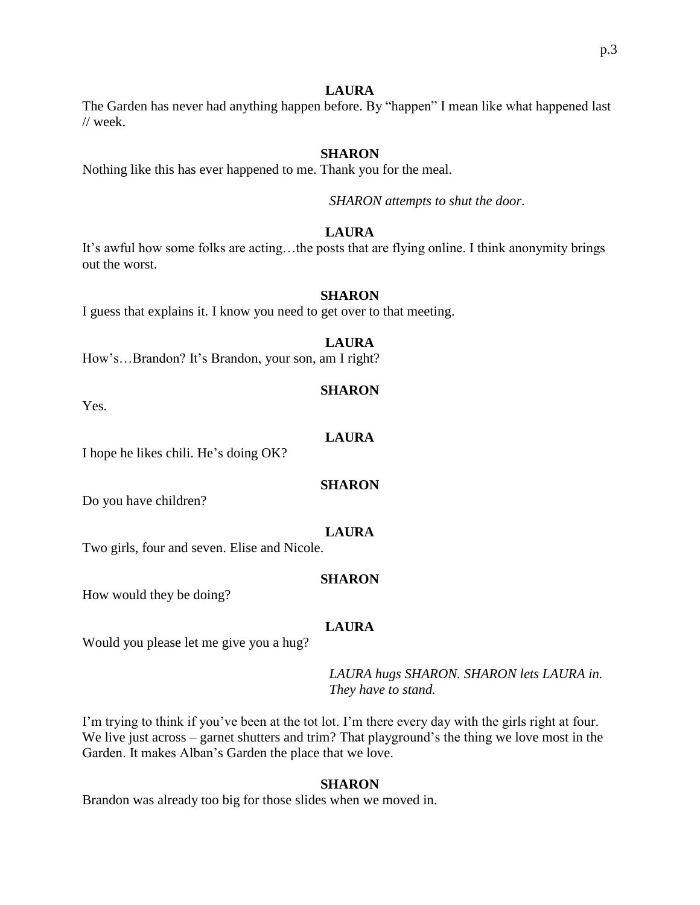**LAURA**

The Garden has never had anything happen before. By "happen" I mean like what happened last // week.

**SHARON**

Nothing like this has ever happened to me. Thank you for the meal.

*SHARON attempts to shut the door.*

**LAURA**

It's awful how some folks are acting…the posts that are flying online. I think anonymity brings out the worst.

**SHARON**

I guess that explains it. I know you need to get over to that meeting.

**LAURA**

How's…Brandon? It's Brandon, your son, am I right?

**SHARON**

Yes.

**LAURA**

I hope he likes chili. He's doing OK?

**SHARON**

Do you have children?

**LAURA**

Two girls, four and seven. Elise and Nicole.

**SHARON**

How would they be doing?

**LAURA**

Would you please let me give you a hug?

*LAURA hugs SHARON. SHARON lets LAURA in. They have to stand.*

I'm trying to think if you've been at the tot lot. I'm there every day with the girls right at four. We live just across – garnet shutters and trim? That playground's the thing we love most in the Garden. It makes Alban's Garden the place that we love.

**SHARON**

Brandon was already too big for those slides when we moved in.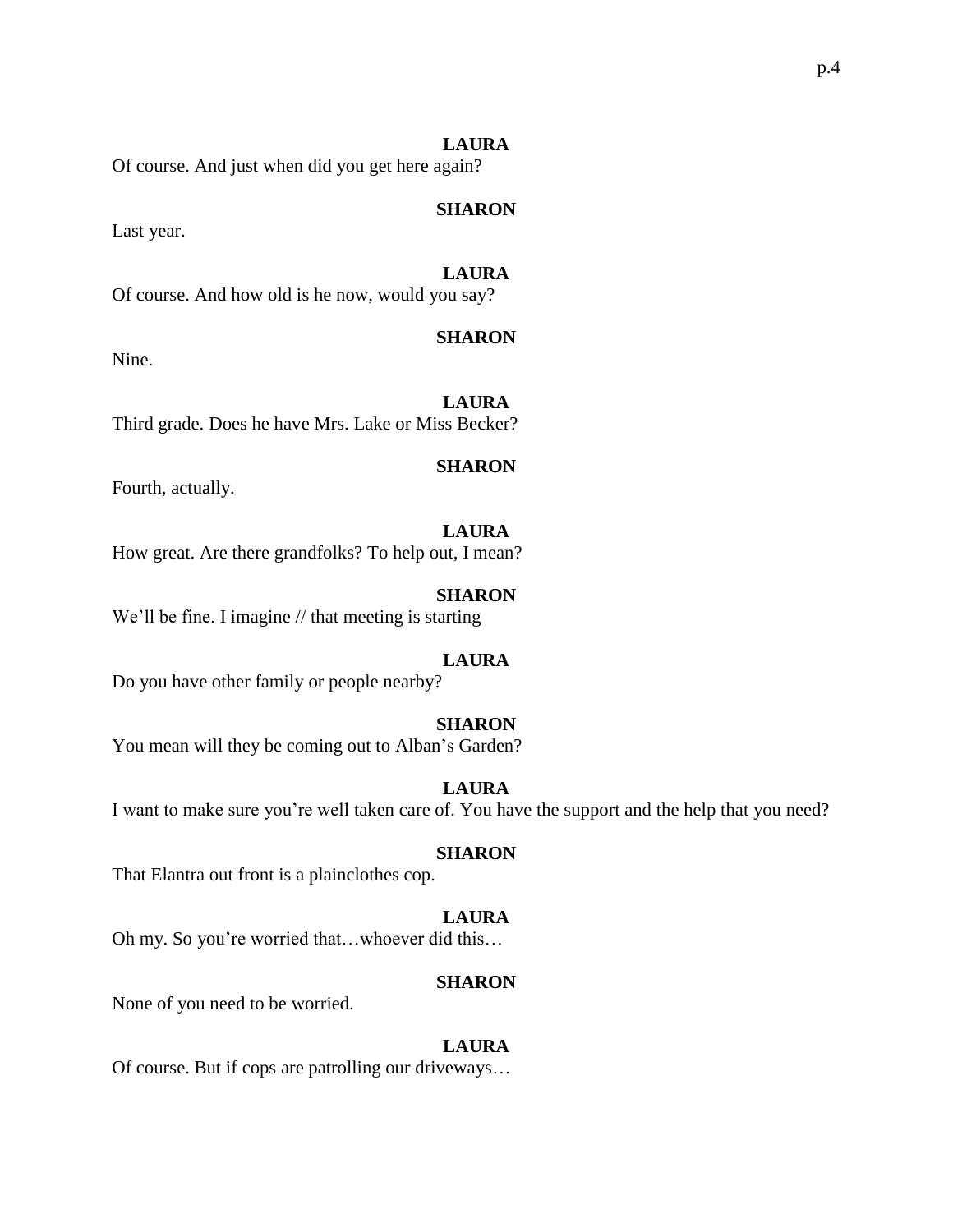**LAURA**

Of course. And just when did you get here again?

**SHARON**

Last year.

**LAURA**

Of course. And how old is he now, would you say?

**SHARON**

Nine.

**LAURA**

Third grade. Does he have Mrs. Lake or Miss Becker?

**SHARON**

Fourth, actually.

**LAURA**

How great. Are there grandfolks? To help out, I mean?

**SHARON**

We'll be fine. I imagine // that meeting is starting

**LAURA**

Do you have other family or people nearby?

**SHARON**

You mean will they be coming out to Alban's Garden?

**LAURA**

I want to make sure you're well taken care of. You have the support and the help that you need?

**SHARON**

That Elantra out front is a plainclothes cop.

**LAURA**

Oh my. So you're worried that…whoever did this…

**SHARON**

None of you need to be worried.

**LAURA**

Of course. But if cops are patrolling our driveways…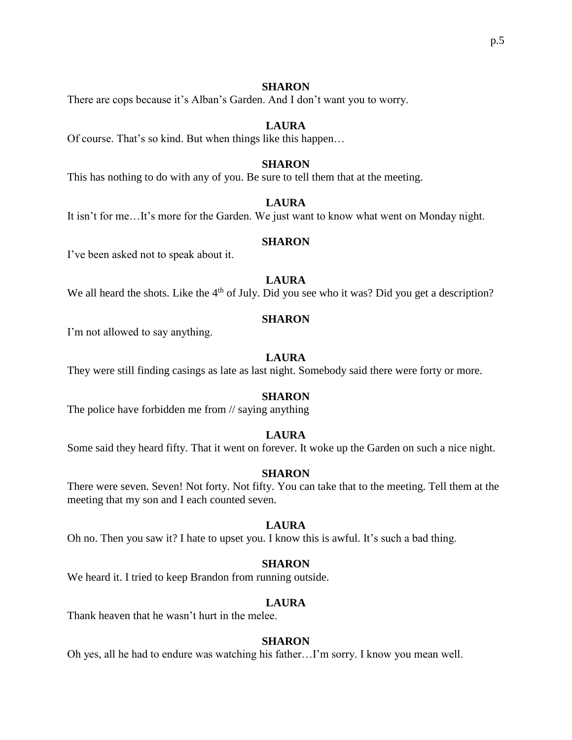**SHARON**

There are cops because it's Alban's Garden. And I don't want you to worry.

**LAURA**

Of course. That's so kind. But when things like this happen…

**SHARON**

This has nothing to do with any of you. Be sure to tell them that at the meeting.

**LAURA**

It isn't for me…It's more for the Garden. We just want to know what went on Monday night.

**SHARON**

I've been asked not to speak about it.

**LAURA**

We all heard the shots. Like the 4th of July. Did you see who it was? Did you get a description?

**SHARON**

I'm not allowed to say anything.

**LAURA**

They were still finding casings as late as last night. Somebody said there were forty or more.

**SHARON**

The police have forbidden me from // saying anything

**LAURA**

Some said they heard fifty. That it went on forever. It woke up the Garden on such a nice night.

**SHARON**

There were seven. Seven! Not forty. Not fifty. You can take that to the meeting. Tell them at the meeting that my son and I each counted seven.

**LAURA**

Oh no. Then you saw it? I hate to upset you. I know this is awful. It's such a bad thing.

**SHARON**

We heard it. I tried to keep Brandon from running outside.

**LAURA**

Thank heaven that he wasn't hurt in the melee.

**SHARON**

Oh yes, all he had to endure was watching his father…I'm sorry. I know you mean well.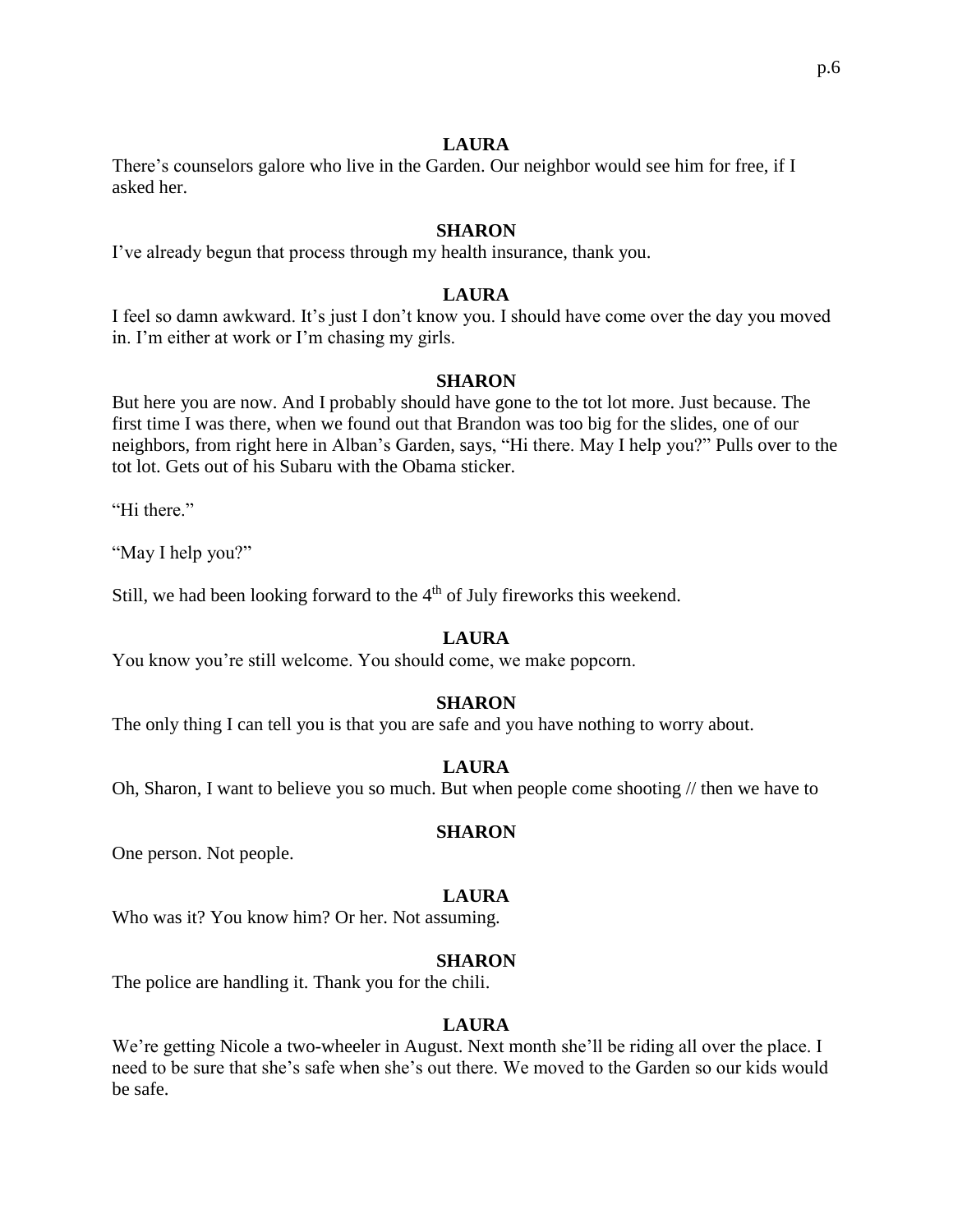**LAURA**

There's counselors galore who live in the Garden. Our neighbor would see him for free, if I asked her.

**SHARON**

I've already begun that process through my health insurance, thank you.

**LAURA**

I feel so damn awkward. It's just I don't know you. I should have come over the day you moved in. I'm either at work or I'm chasing my girls.

**SHARON**

But here you are now. And I probably should have gone to the tot lot more. Just because. The first time I was there, when we found out that Brandon was too big for the slides, one of our neighbors, from right here in Alban's Garden, says, "Hi there. May I help you?" Pulls over to the tot lot. Gets out of his Subaru with the Obama sticker.

"Hi there."

"May I help you?"

Still, we had been looking forward to the 4th of July fireworks this weekend.

**LAURA**

You know you're still welcome. You should come, we make popcorn.

**SHARON**

The only thing I can tell you is that you are safe and you have nothing to worry about.

**LAURA**

Oh, Sharon, I want to believe you so much. But when people come shooting // then we have to

**SHARON**

One person. Not people.

**LAURA**

Who was it? You know him? Or her. Not assuming.

**SHARON**

The police are handling it. Thank you for the chili.

**LAURA**

We're getting Nicole a two-wheeler in August. Next month she'll be riding all over the place. I need to be sure that she's safe when she's out there. We moved to the Garden so our kids would be safe.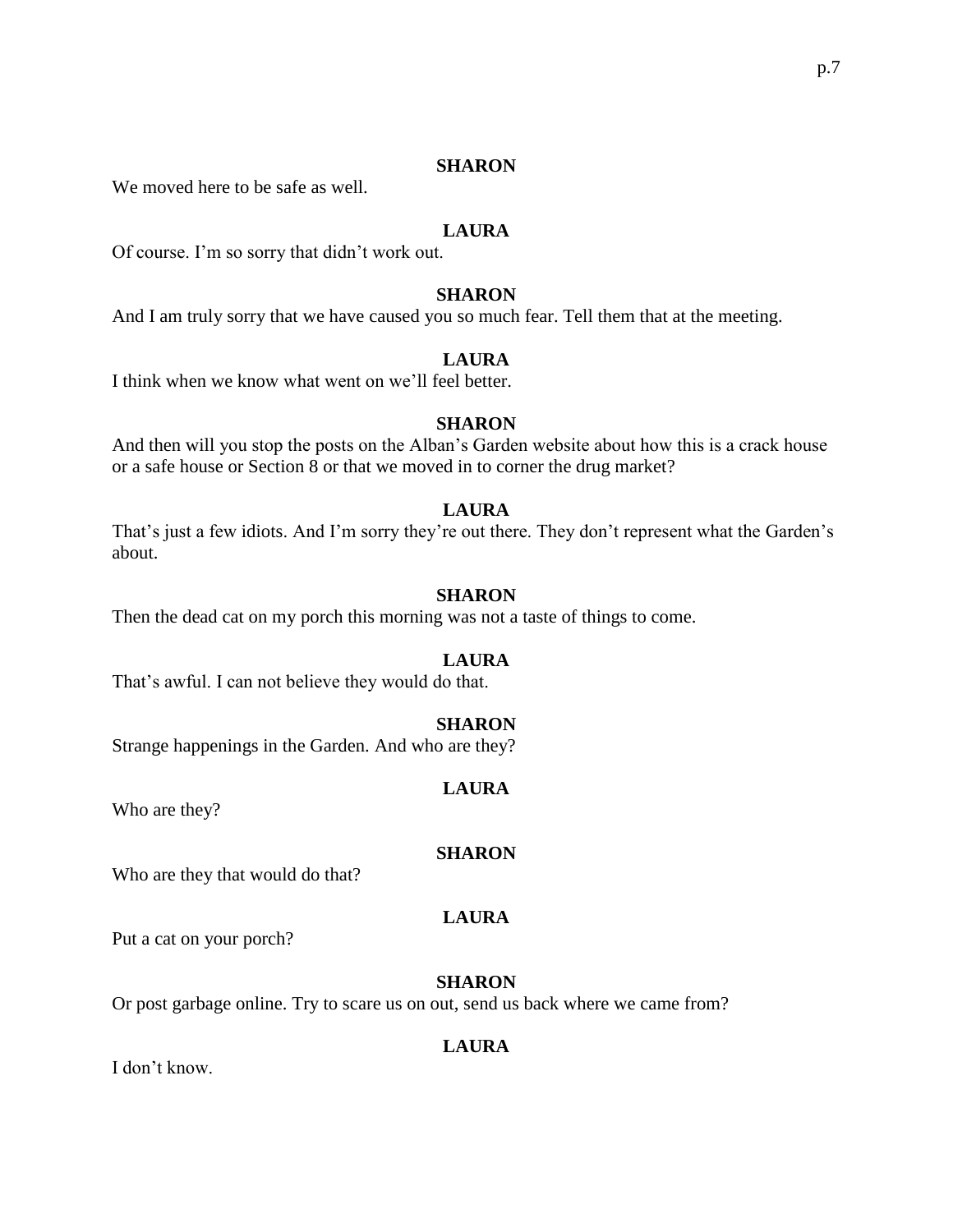**SHARON**

We moved here to be safe as well.

**LAURA**

Of course. I'm so sorry that didn't work out.

**SHARON**

And I am truly sorry that we have caused you so much fear. Tell them that at the meeting.

**LAURA**

I think when we know what went on we'll feel better.

**SHARON**

And then will you stop the posts on the Alban's Garden website about how this is a crack house or a safe house or Section 8 or that we moved in to corner the drug market?

**LAURA**

That's just a few idiots. And I'm sorry they're out there. They don't represent what the Garden's about.

**SHARON**

Then the dead cat on my porch this morning was not a taste of things to come.

**LAURA**

That's awful. I can not believe they would do that.

**SHARON**

Strange happenings in the Garden. And who are they?

**LAURA**

Who are they?

**SHARON**

Who are they that would do that?

**LAURA**

Put a cat on your porch?

**SHARON**

Or post garbage online. Try to scare us on out, send us back where we came from?

**LAURA**

I don't know.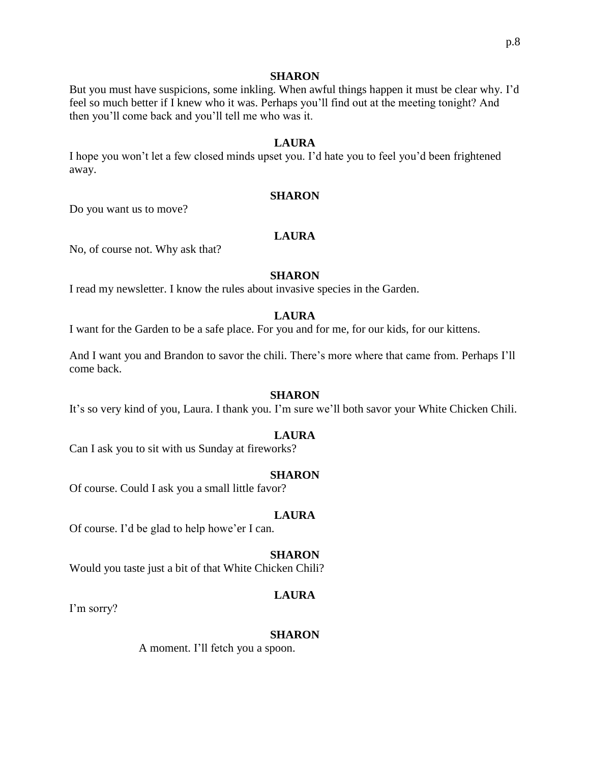**SHARON**

But you must have suspicions, some inkling. When awful things happen it must be clear why. I'd feel so much better if I knew who it was. Perhaps you'll find out at the meeting tonight? And then you'll come back and you'll tell me who was it.

**LAURA**

I hope you won't let a few closed minds upset you. I'd hate you to feel you'd been frightened away.

**SHARON**

Do you want us to move?

**LAURA**

No, of course not. Why ask that?

**SHARON**

I read my newsletter. I know the rules about invasive species in the Garden.

**LAURA**

I want for the Garden to be a safe place. For you and for me, for our kids, for our kittens.

And I want you and Brandon to savor the chili. There's more where that came from. Perhaps I'll come back.

**SHARON**

It's so very kind of you, Laura. I thank you. I'm sure we'll both savor your White Chicken Chili.

**LAURA**

Can I ask you to sit with us Sunday at fireworks?

**SHARON**

Of course. Could I ask you a small little favor?

**LAURA**

Of course. I'd be glad to help howe'er I can.

**SHARON**

Would you taste just a bit of that White Chicken Chili?

**LAURA**

I'm sorry?

**SHARON**

A moment. I'll fetch you a spoon.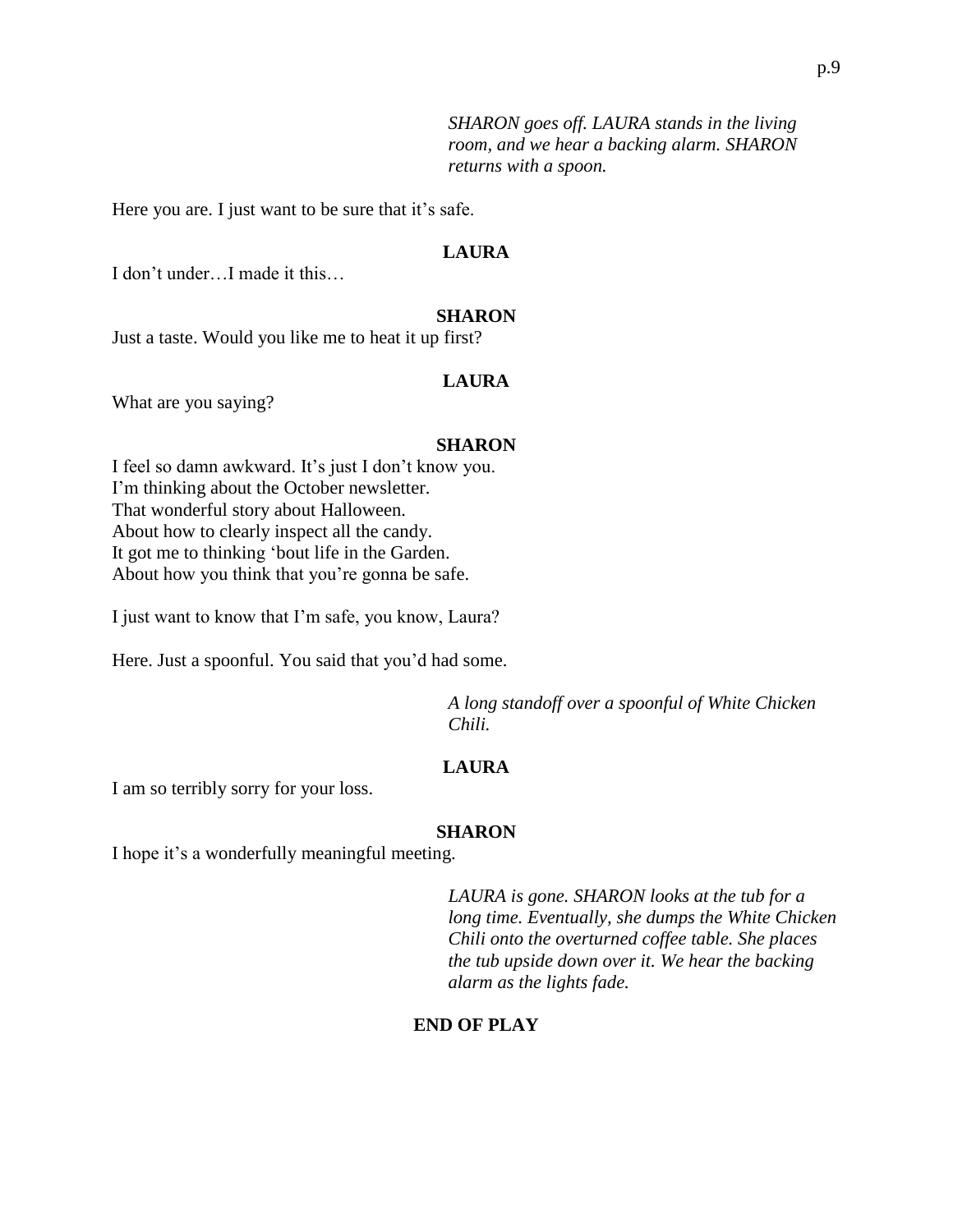*SHARON goes off. LAURA stands in the living room, and we hear a backing alarm. SHARON returns with a spoon.*

Here you are. I just want to be sure that it's safe.

**LAURA**

I don't under…I made it this…

**SHARON**

Just a taste. Would you like me to heat it up first?

**LAURA**

What are you saying?

**SHARON**

I feel so damn awkward. It's just I don't know you.
I'm thinking about the October newsletter.
That wonderful story about Halloween.
About how to clearly inspect all the candy.
It got me to thinking 'bout life in the Garden.
About how you think that you're gonna be safe.

I just want to know that I'm safe, you know, Laura?

Here. Just a spoonful. You said that you'd had some.

*A long standoff over a spoonful of White Chicken Chili.*

**LAURA**

I am so terribly sorry for your loss.

**SHARON**

I hope it's a wonderfully meaningful meeting.

*LAURA is gone. SHARON looks at the tub for a long time. Eventually, she dumps the White Chicken Chili onto the overturned coffee table. She places the tub upside down over it. We hear the backing alarm as the lights fade.*

**END OF PLAY**